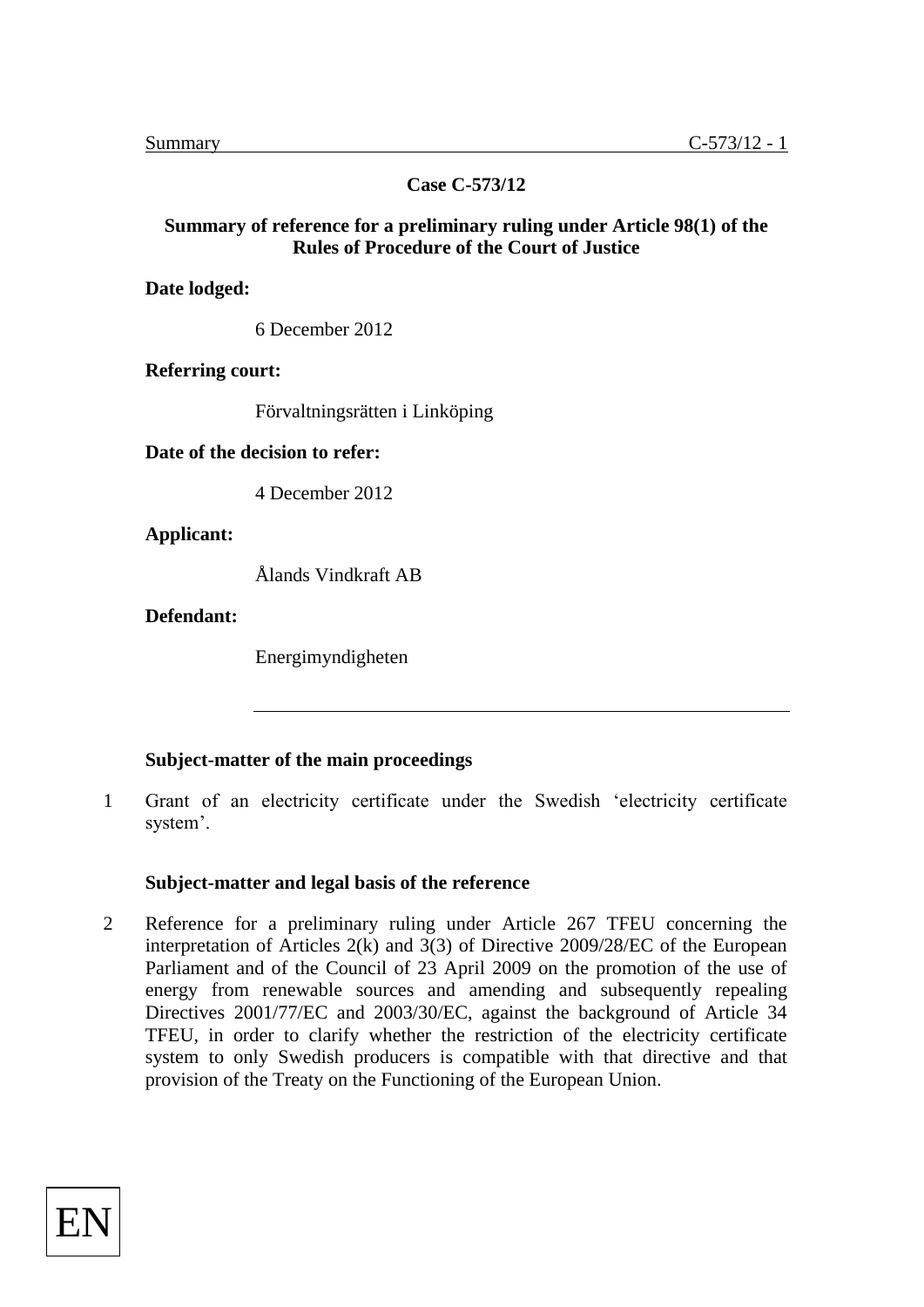**Case C-573/12**

**Summary of reference for a preliminary ruling under Article 98(1) of the Rules of Procedure of the Court of Justice**

**Date lodged:**

6 December 2012

**Referring court:**

Förvaltningsrätten i Linköping

**Date of the decision to refer:**

4 December 2012

**Applicant:**

Ålands Vindkraft AB

**Defendant:**

Energimyndigheten

---

**Subject-matter of the main proceedings**

1 Grant of an electricity certificate under the Swedish 'electricity certificate system'.

**Subject-matter and legal basis of the reference**

2 Reference for a preliminary ruling under Article 267 TFEU concerning the interpretation of Articles 2(k) and 3(3) of Directive 2009/28/EC of the European Parliament and of the Council of 23 April 2009 on the promotion of the use of energy from renewable sources and amending and subsequently repealing Directives 2001/77/EC and 2003/30/EC, against the background of Article 34 TFEU, in order to clarify whether the restriction of the electricity certificate system to only Swedish producers is compatible with that directive and that provision of the Treaty on the Functioning of the European Union.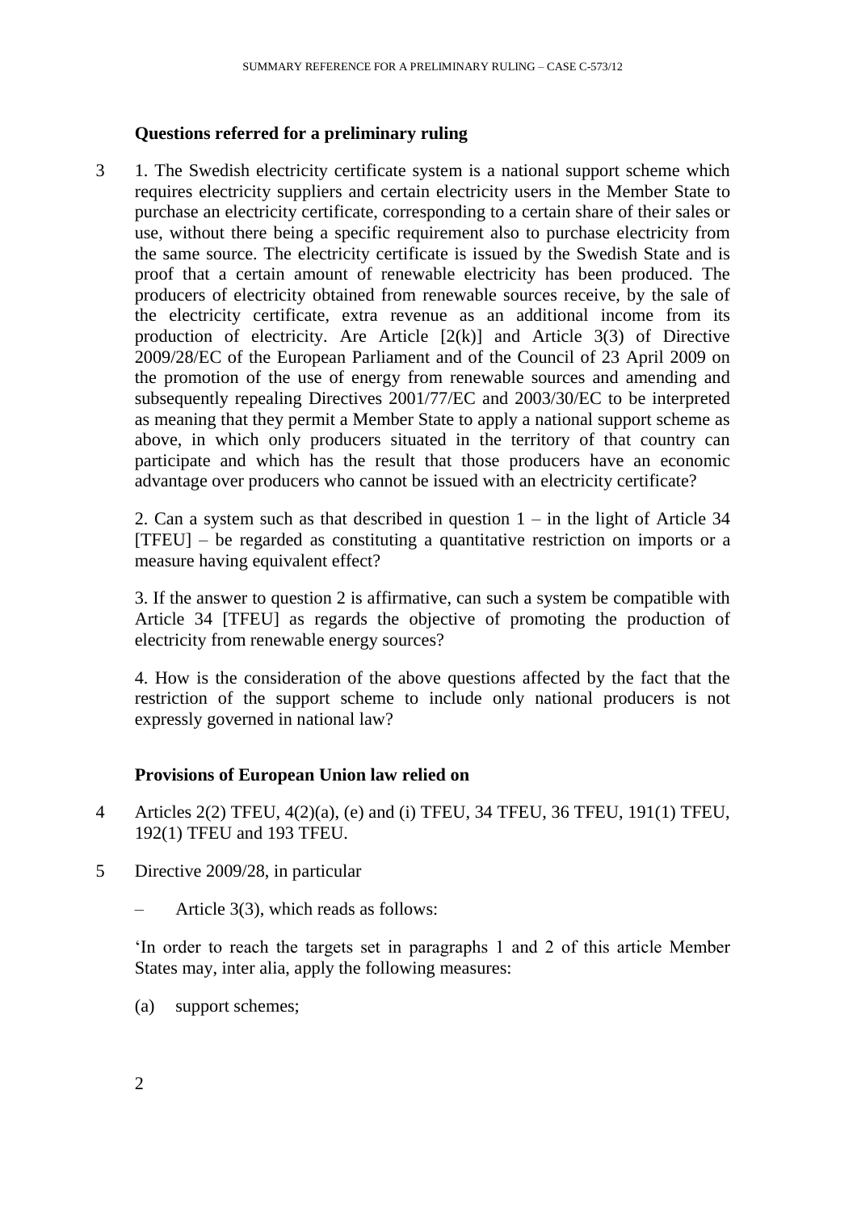**Questions referred for a preliminary ruling**

3 1. The Swedish electricity certificate system is a national support scheme which requires electricity suppliers and certain electricity users in the Member State to purchase an electricity certificate, corresponding to a certain share of their sales or use, without there being a specific requirement also to purchase electricity from the same source. The electricity certificate is issued by the Swedish State and is proof that a certain amount of renewable electricity has been produced. The producers of electricity obtained from renewable sources receive, by the sale of the electricity certificate, extra revenue as an additional income from its production of electricity. Are Article [2(k)] and Article 3(3) of Directive 2009/28/EC of the European Parliament and of the Council of 23 April 2009 on the promotion of the use of energy from renewable sources and amending and subsequently repealing Directives 2001/77/EC and 2003/30/EC to be interpreted as meaning that they permit a Member State to apply a national support scheme as above, in which only producers situated in the territory of that country can participate and which has the result that those producers have an economic advantage over producers who cannot be issued with an electricity certificate?

2. Can a system such as that described in question 1 – in the light of Article 34 [TFEU] – be regarded as constituting a quantitative restriction on imports or a measure having equivalent effect?

3. If the answer to question 2 is affirmative, can such a system be compatible with Article 34 [TFEU] as regards the objective of promoting the production of electricity from renewable energy sources?

4. How is the consideration of the above questions affected by the fact that the restriction of the support scheme to include only national producers is not expressly governed in national law?

**Provisions of European Union law relied on**

4 Articles 2(2) TFEU, 4(2)(a), (e) and (i) TFEU, 34 TFEU, 36 TFEU, 191(1) TFEU, 192(1) TFEU and 193 TFEU.

5 Directive 2009/28, in particular

– Article 3(3), which reads as follows:

'In order to reach the targets set in paragraphs 1 and 2 of this article Member States may, inter alia, apply the following measures:

(a) support schemes;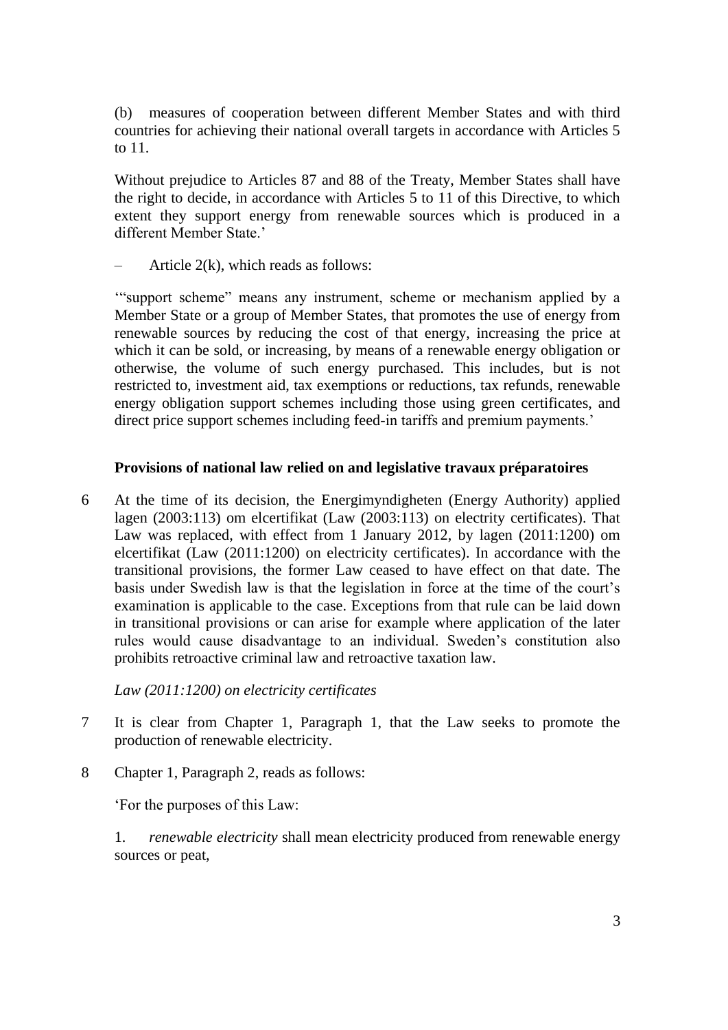(b) measures of cooperation between different Member States and with third countries for achieving their national overall targets in accordance with Articles 5 to 11.

Without prejudice to Articles 87 and 88 of the Treaty, Member States shall have the right to decide, in accordance with Articles 5 to 11 of this Directive, to which extent they support energy from renewable sources which is produced in a different Member State.'

– Article 2(k), which reads as follows:

'"support scheme" means any instrument, scheme or mechanism applied by a Member State or a group of Member States, that promotes the use of energy from renewable sources by reducing the cost of that energy, increasing the price at which it can be sold, or increasing, by means of a renewable energy obligation or otherwise, the volume of such energy purchased. This includes, but is not restricted to, investment aid, tax exemptions or reductions, tax refunds, renewable energy obligation support schemes including those using green certificates, and direct price support schemes including feed-in tariffs and premium payments.'

**Provisions of national law relied on and legislative travaux préparatoires**

6 At the time of its decision, the Energimyndigheten (Energy Authority) applied lagen (2003:113) om elcertifikat (Law (2003:113) on electrity certificates). That Law was replaced, with effect from 1 January 2012, by lagen (2011:1200) om elcertifikat (Law (2011:1200) on electricity certificates). In accordance with the transitional provisions, the former Law ceased to have effect on that date. The basis under Swedish law is that the legislation in force at the time of the court's examination is applicable to the case. Exceptions from that rule can be laid down in transitional provisions or can arise for example where application of the later rules would cause disadvantage to an individual. Sweden's constitution also prohibits retroactive criminal law and retroactive taxation law.

*Law (2011:1200) on electricity certificates*

7 It is clear from Chapter 1, Paragraph 1, that the Law seeks to promote the production of renewable electricity.

8 Chapter 1, Paragraph 2, reads as follows:

'For the purposes of this Law:

1. *renewable electricity* shall mean electricity produced from renewable energy sources or peat,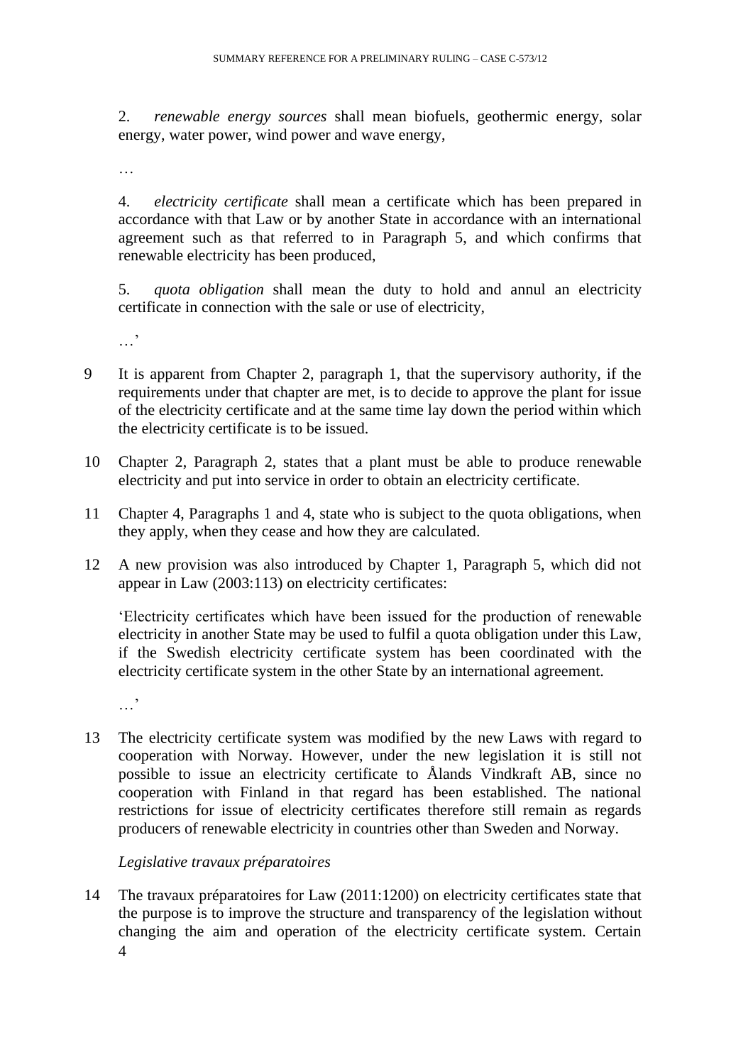2. *renewable energy sources* shall mean biofuels, geothermic energy, solar energy, water power, wind power and wave energy,

…

4. *electricity certificate* shall mean a certificate which has been prepared in accordance with that Law or by another State in accordance with an international agreement such as that referred to in Paragraph 5, and which confirms that renewable electricity has been produced,

5. *quota obligation* shall mean the duty to hold and annul an electricity certificate in connection with the sale or use of electricity,

…'

9 It is apparent from Chapter 2, paragraph 1, that the supervisory authority, if the requirements under that chapter are met, is to decide to approve the plant for issue of the electricity certificate and at the same time lay down the period within which the electricity certificate is to be issued.

10 Chapter 2, Paragraph 2, states that a plant must be able to produce renewable electricity and put into service in order to obtain an electricity certificate.

11 Chapter 4, Paragraphs 1 and 4, state who is subject to the quota obligations, when they apply, when they cease and how they are calculated.

12 A new provision was also introduced by Chapter 1, Paragraph 5, which did not appear in Law (2003:113) on electricity certificates:

'Electricity certificates which have been issued for the production of renewable electricity in another State may be used to fulfil a quota obligation under this Law, if the Swedish electricity certificate system has been coordinated with the electricity certificate system in the other State by an international agreement.

…'

13 The electricity certificate system was modified by the new Laws with regard to cooperation with Norway. However, under the new legislation it is still not possible to issue an electricity certificate to Ålands Vindkraft AB, since no cooperation with Finland in that regard has been established. The national restrictions for issue of electricity certificates therefore still remain as regards producers of renewable electricity in countries other than Sweden and Norway.

*Legislative travaux préparatoires*

14 The travaux préparatoires for Law (2011:1200) on electricity certificates state that the purpose is to improve the structure and transparency of the legislation without changing the aim and operation of the electricity certificate system. Certain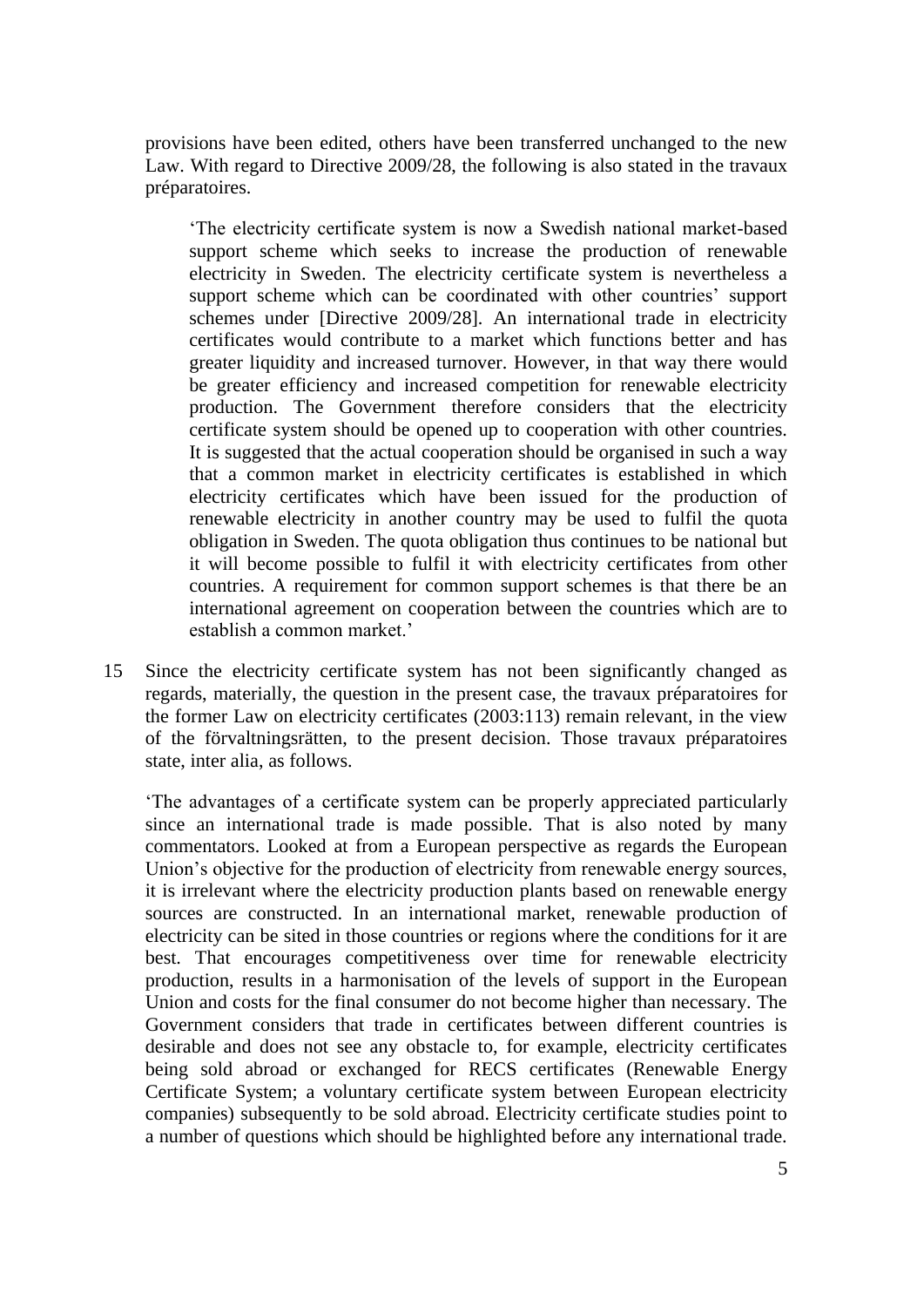provisions have been edited, others have been transferred unchanged to the new Law. With regard to Directive 2009/28, the following is also stated in the travaux préparatoires.

> 'The electricity certificate system is now a Swedish national market-based support scheme which seeks to increase the production of renewable electricity in Sweden. The electricity certificate system is nevertheless a support scheme which can be coordinated with other countries' support schemes under [Directive 2009/28]. An international trade in electricity certificates would contribute to a market which functions better and has greater liquidity and increased turnover. However, in that way there would be greater efficiency and increased competition for renewable electricity production. The Government therefore considers that the electricity certificate system should be opened up to cooperation with other countries. It is suggested that the actual cooperation should be organised in such a way that a common market in electricity certificates is established in which electricity certificates which have been issued for the production of renewable electricity in another country may be used to fulfil the quota obligation in Sweden. The quota obligation thus continues to be national but it will become possible to fulfil it with electricity certificates from other countries. A requirement for common support schemes is that there be an international agreement on cooperation between the countries which are to establish a common market.'

15 Since the electricity certificate system has not been significantly changed as regards, materially, the question in the present case, the travaux préparatoires for the former Law on electricity certificates (2003:113) remain relevant, in the view of the förvaltningsrätten, to the present decision. Those travaux préparatoires state, inter alia, as follows.

> 'The advantages of a certificate system can be properly appreciated particularly since an international trade is made possible. That is also noted by many commentators. Looked at from a European perspective as regards the European Union's objective for the production of electricity from renewable energy sources, it is irrelevant where the electricity production plants based on renewable energy sources are constructed. In an international market, renewable production of electricity can be sited in those countries or regions where the conditions for it are best. That encourages competitiveness over time for renewable electricity production, results in a harmonisation of the levels of support in the European Union and costs for the final consumer do not become higher than necessary. The Government considers that trade in certificates between different countries is desirable and does not see any obstacle to, for example, electricity certificates being sold abroad or exchanged for RECS certificates (Renewable Energy Certificate System; a voluntary certificate system between European electricity companies) subsequently to be sold abroad. Electricity certificate studies point to a number of questions which should be highlighted before any international trade.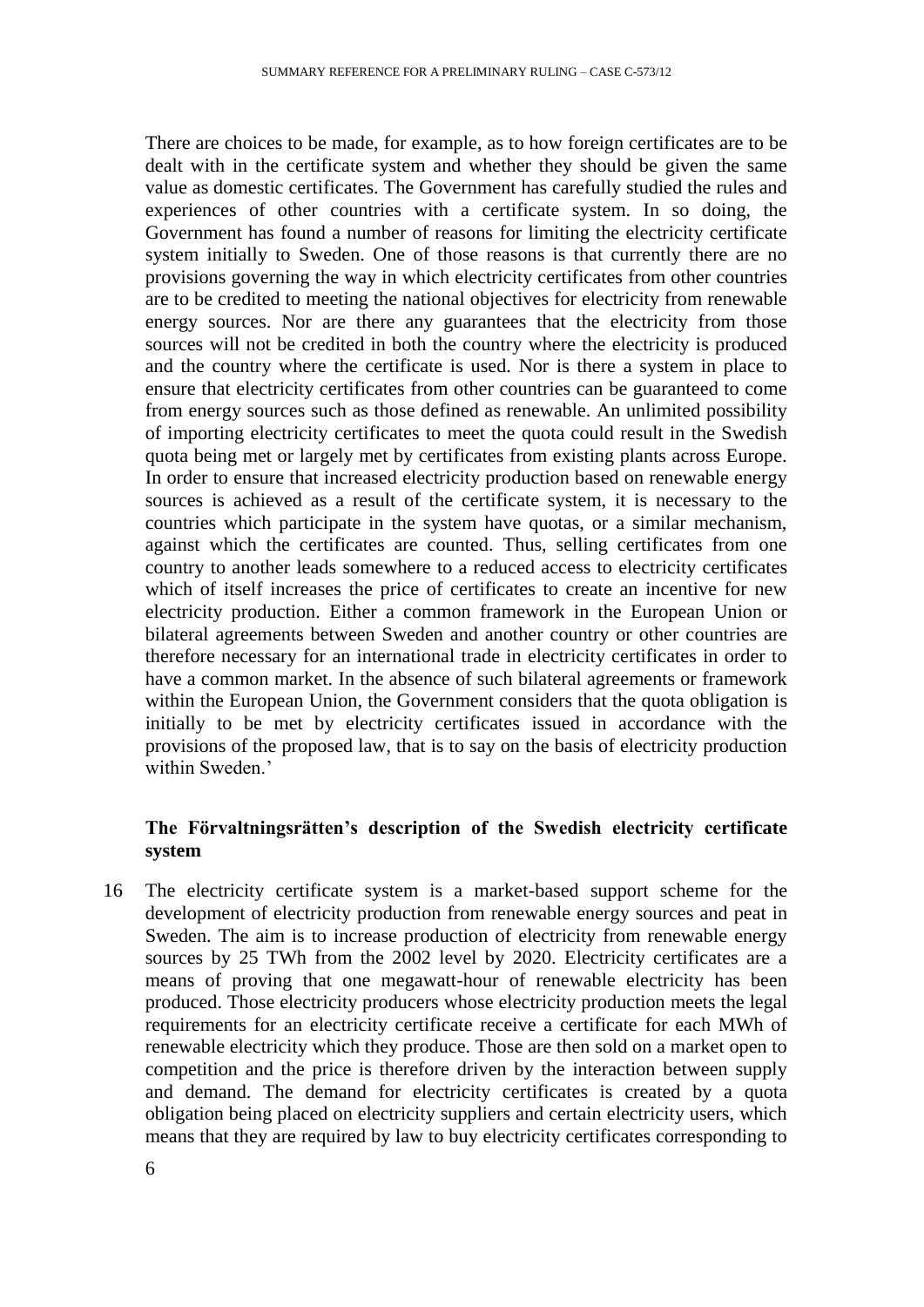There are choices to be made, for example, as to how foreign certificates are to be dealt with in the certificate system and whether they should be given the same value as domestic certificates. The Government has carefully studied the rules and experiences of other countries with a certificate system. In so doing, the Government has found a number of reasons for limiting the electricity certificate system initially to Sweden. One of those reasons is that currently there are no provisions governing the way in which electricity certificates from other countries are to be credited to meeting the national objectives for electricity from renewable energy sources. Nor are there any guarantees that the electricity from those sources will not be credited in both the country where the electricity is produced and the country where the certificate is used. Nor is there a system in place to ensure that electricity certificates from other countries can be guaranteed to come from energy sources such as those defined as renewable. An unlimited possibility of importing electricity certificates to meet the quota could result in the Swedish quota being met or largely met by certificates from existing plants across Europe. In order to ensure that increased electricity production based on renewable energy sources is achieved as a result of the certificate system, it is necessary to the countries which participate in the system have quotas, or a similar mechanism, against which the certificates are counted. Thus, selling certificates from one country to another leads somewhere to a reduced access to electricity certificates which of itself increases the price of certificates to create an incentive for new electricity production. Either a common framework in the European Union or bilateral agreements between Sweden and another country or other countries are therefore necessary for an international trade in electricity certificates in order to have a common market. In the absence of such bilateral agreements or framework within the European Union, the Government considers that the quota obligation is initially to be met by electricity certificates issued in accordance with the provisions of the proposed law, that is to say on the basis of electricity production within Sweden.'

### The Förvaltningsrätten's description of the Swedish electricity certificate system

16 The electricity certificate system is a market-based support scheme for the development of electricity production from renewable energy sources and peat in Sweden. The aim is to increase production of electricity from renewable energy sources by 25 TWh from the 2002 level by 2020. Electricity certificates are a means of proving that one megawatt-hour of renewable electricity has been produced. Those electricity producers whose electricity production meets the legal requirements for an electricity certificate receive a certificate for each MWh of renewable electricity which they produce. Those are then sold on a market open to competition and the price is therefore driven by the interaction between supply and demand. The demand for electricity certificates is created by a quota obligation being placed on electricity suppliers and certain electricity users, which means that they are required by law to buy electricity certificates corresponding to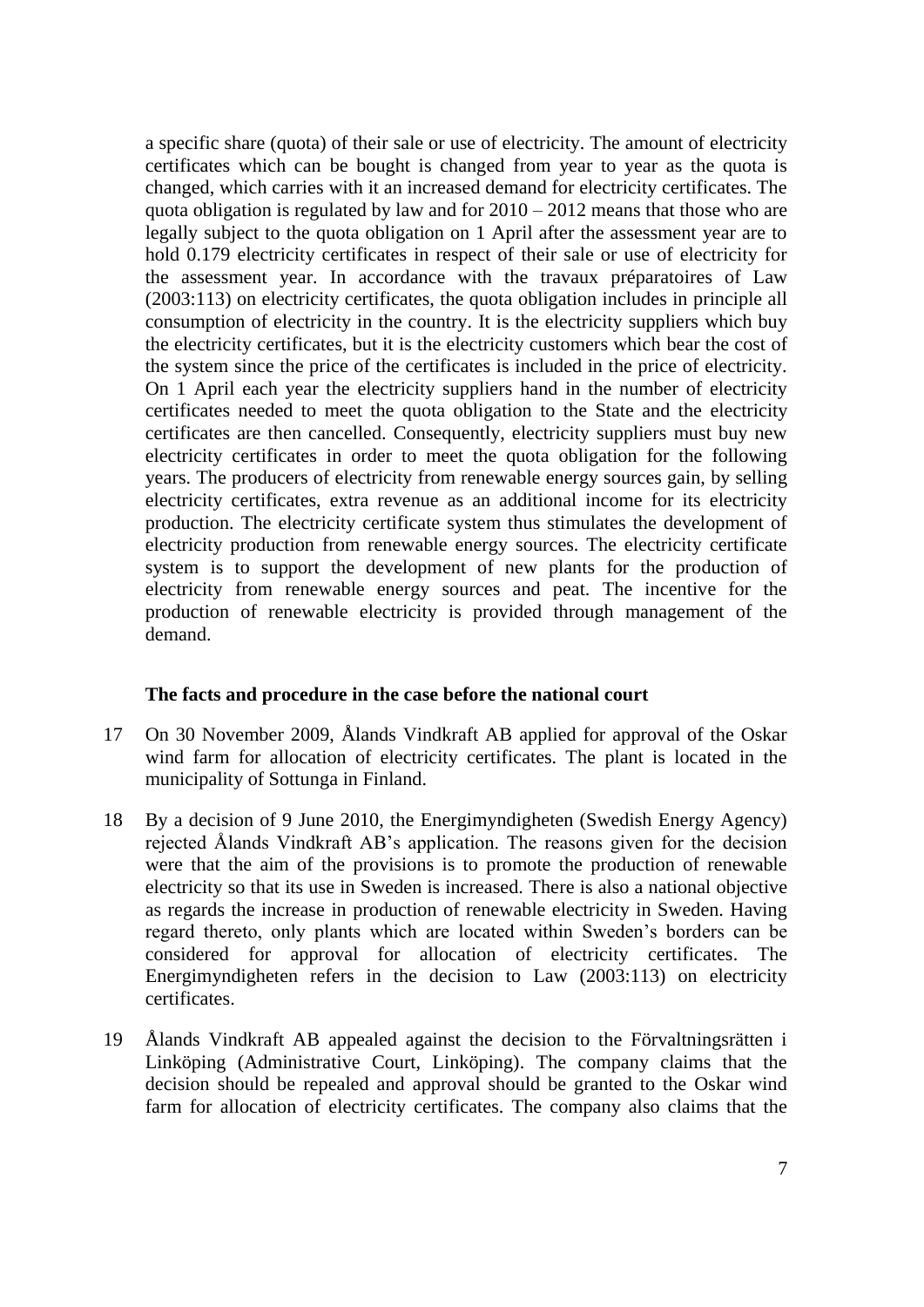a specific share (quota) of their sale or use of electricity. The amount of electricity certificates which can be bought is changed from year to year as the quota is changed, which carries with it an increased demand for electricity certificates. The quota obligation is regulated by law and for 2010 – 2012 means that those who are legally subject to the quota obligation on 1 April after the assessment year are to hold 0.179 electricity certificates in respect of their sale or use of electricity for the assessment year. In accordance with the travaux préparatoires of Law (2003:113) on electricity certificates, the quota obligation includes in principle all consumption of electricity in the country. It is the electricity suppliers which buy the electricity certificates, but it is the electricity customers which bear the cost of the system since the price of the certificates is included in the price of electricity. On 1 April each year the electricity suppliers hand in the number of electricity certificates needed to meet the quota obligation to the State and the electricity certificates are then cancelled. Consequently, electricity suppliers must buy new electricity certificates in order to meet the quota obligation for the following years. The producers of electricity from renewable energy sources gain, by selling electricity certificates, extra revenue as an additional income for its electricity production. The electricity certificate system thus stimulates the development of electricity production from renewable energy sources. The electricity certificate system is to support the development of new plants for the production of electricity from renewable energy sources and peat. The incentive for the production of renewable electricity is provided through management of the demand.

**The facts and procedure in the case before the national court**

17 On 30 November 2009, Ålands Vindkraft AB applied for approval of the Oskar wind farm for allocation of electricity certificates. The plant is located in the municipality of Sottunga in Finland.

18 By a decision of 9 June 2010, the Energimyndigheten (Swedish Energy Agency) rejected Ålands Vindkraft AB's application. The reasons given for the decision were that the aim of the provisions is to promote the production of renewable electricity so that its use in Sweden is increased. There is also a national objective as regards the increase in production of renewable electricity in Sweden. Having regard thereto, only plants which are located within Sweden's borders can be considered for approval for allocation of electricity certificates. The Energimyndigheten refers in the decision to Law (2003:113) on electricity certificates.

19 Ålands Vindkraft AB appealed against the decision to the Förvaltningsrätten i Linköping (Administrative Court, Linköping). The company claims that the decision should be repealed and approval should be granted to the Oskar wind farm for allocation of electricity certificates. The company also claims that the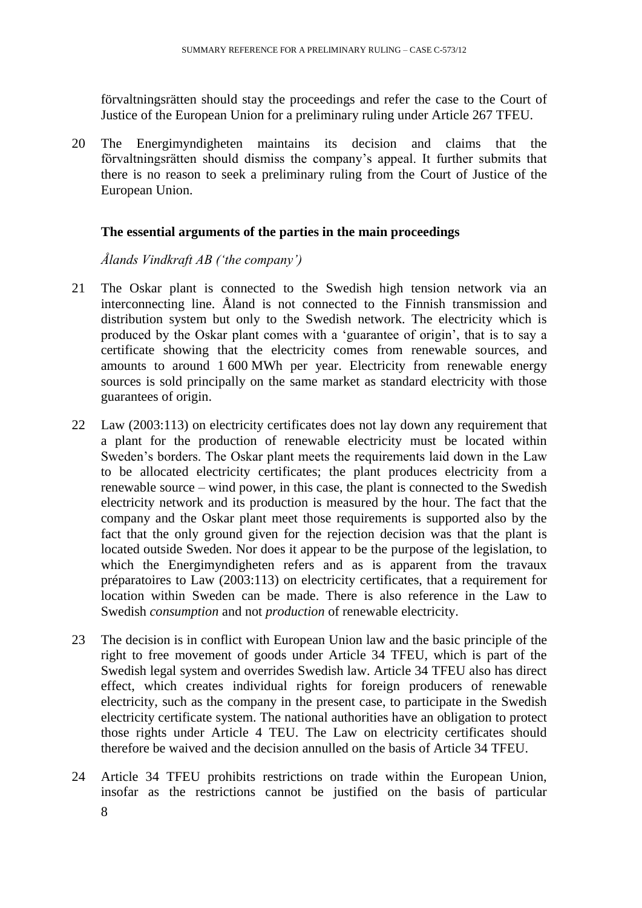förvaltningsrätten should stay the proceedings and refer the case to the Court of Justice of the European Union for a preliminary ruling under Article 267 TFEU.

20 The Energimyndigheten maintains its decision and claims that the förvaltningsrätten should dismiss the company's appeal. It further submits that there is no reason to seek a preliminary ruling from the Court of Justice of the European Union.

## The essential arguments of the parties in the main proceedings

*Ålands Vindkraft AB ('the company')*

21 The Oskar plant is connected to the Swedish high tension network via an interconnecting line. Åland is not connected to the Finnish transmission and distribution system but only to the Swedish network. The electricity which is produced by the Oskar plant comes with a 'guarantee of origin', that is to say a certificate showing that the electricity comes from renewable sources, and amounts to around 1 600 MWh per year. Electricity from renewable energy sources is sold principally on the same market as standard electricity with those guarantees of origin.

22 Law (2003:113) on electricity certificates does not lay down any requirement that a plant for the production of renewable electricity must be located within Sweden's borders. The Oskar plant meets the requirements laid down in the Law to be allocated electricity certificates; the plant produces electricity from a renewable source – wind power, in this case, the plant is connected to the Swedish electricity network and its production is measured by the hour. The fact that the company and the Oskar plant meet those requirements is supported also by the fact that the only ground given for the rejection decision was that the plant is located outside Sweden. Nor does it appear to be the purpose of the legislation, to which the Energimyndigheten refers and as is apparent from the travaux préparatoires to Law (2003:113) on electricity certificates, that a requirement for location within Sweden can be made. There is also reference in the Law to Swedish *consumption* and not *production* of renewable electricity.

23 The decision is in conflict with European Union law and the basic principle of the right to free movement of goods under Article 34 TFEU, which is part of the Swedish legal system and overrides Swedish law. Article 34 TFEU also has direct effect, which creates individual rights for foreign producers of renewable electricity, such as the company in the present case, to participate in the Swedish electricity certificate system. The national authorities have an obligation to protect those rights under Article 4 TEU. The Law on electricity certificates should therefore be waived and the decision annulled on the basis of Article 34 TFEU.

24 Article 34 TFEU prohibits restrictions on trade within the European Union, insofar as the restrictions cannot be justified on the basis of particular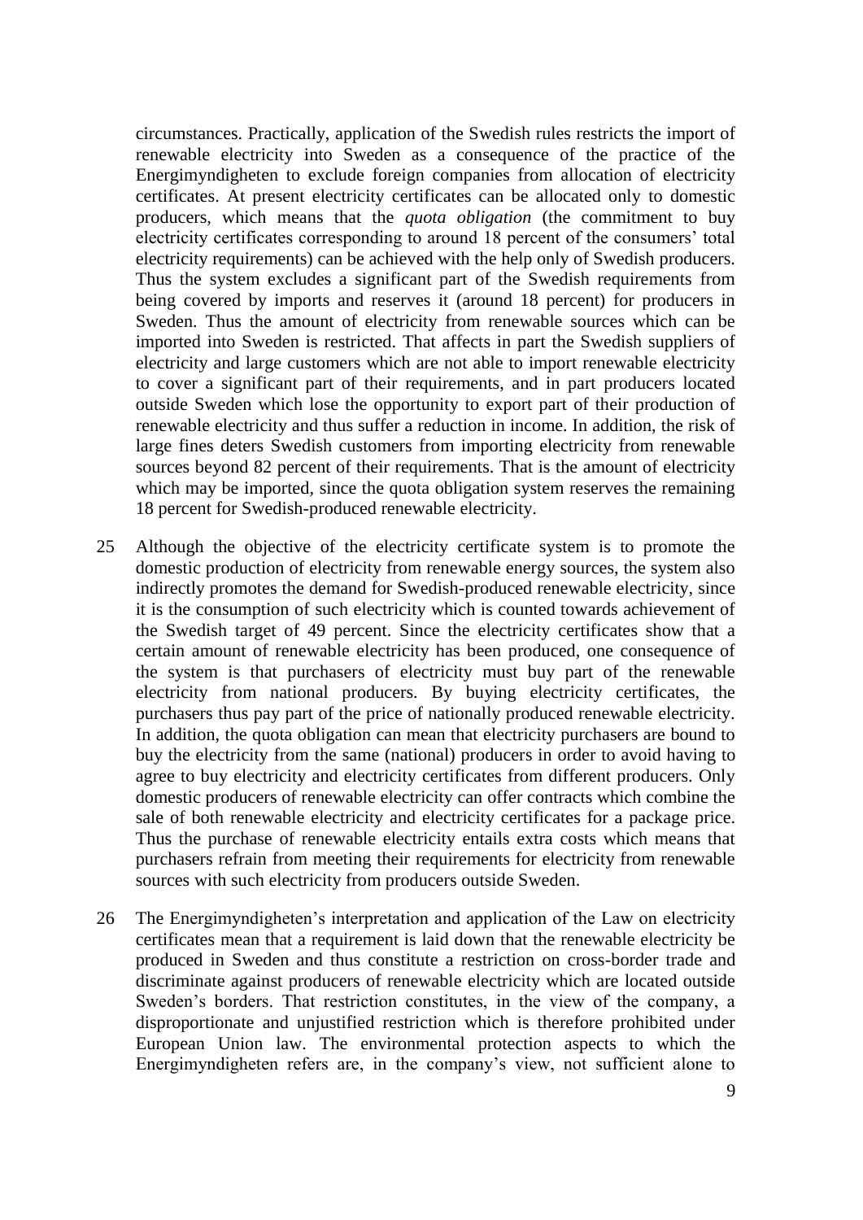circumstances. Practically, application of the Swedish rules restricts the import of renewable electricity into Sweden as a consequence of the practice of the Energimyndigheten to exclude foreign companies from allocation of electricity certificates. At present electricity certificates can be allocated only to domestic producers, which means that the *quota obligation* (the commitment to buy electricity certificates corresponding to around 18 percent of the consumers' total electricity requirements) can be achieved with the help only of Swedish producers. Thus the system excludes a significant part of the Swedish requirements from being covered by imports and reserves it (around 18 percent) for producers in Sweden. Thus the amount of electricity from renewable sources which can be imported into Sweden is restricted. That affects in part the Swedish suppliers of electricity and large customers which are not able to import renewable electricity to cover a significant part of their requirements, and in part producers located outside Sweden which lose the opportunity to export part of their production of renewable electricity and thus suffer a reduction in income. In addition, the risk of large fines deters Swedish customers from importing electricity from renewable sources beyond 82 percent of their requirements. That is the amount of electricity which may be imported, since the quota obligation system reserves the remaining 18 percent for Swedish-produced renewable electricity.

25 Although the objective of the electricity certificate system is to promote the domestic production of electricity from renewable energy sources, the system also indirectly promotes the demand for Swedish-produced renewable electricity, since it is the consumption of such electricity which is counted towards achievement of the Swedish target of 49 percent. Since the electricity certificates show that a certain amount of renewable electricity has been produced, one consequence of the system is that purchasers of electricity must buy part of the renewable electricity from national producers. By buying electricity certificates, the purchasers thus pay part of the price of nationally produced renewable electricity. In addition, the quota obligation can mean that electricity purchasers are bound to buy the electricity from the same (national) producers in order to avoid having to agree to buy electricity and electricity certificates from different producers. Only domestic producers of renewable electricity can offer contracts which combine the sale of both renewable electricity and electricity certificates for a package price. Thus the purchase of renewable electricity entails extra costs which means that purchasers refrain from meeting their requirements for electricity from renewable sources with such electricity from producers outside Sweden.

26 The Energimyndigheten's interpretation and application of the Law on electricity certificates mean that a requirement is laid down that the renewable electricity be produced in Sweden and thus constitute a restriction on cross-border trade and discriminate against producers of renewable electricity which are located outside Sweden's borders. That restriction constitutes, in the view of the company, a disproportionate and unjustified restriction which is therefore prohibited under European Union law. The environmental protection aspects to which the Energimyndigheten refers are, in the company's view, not sufficient alone to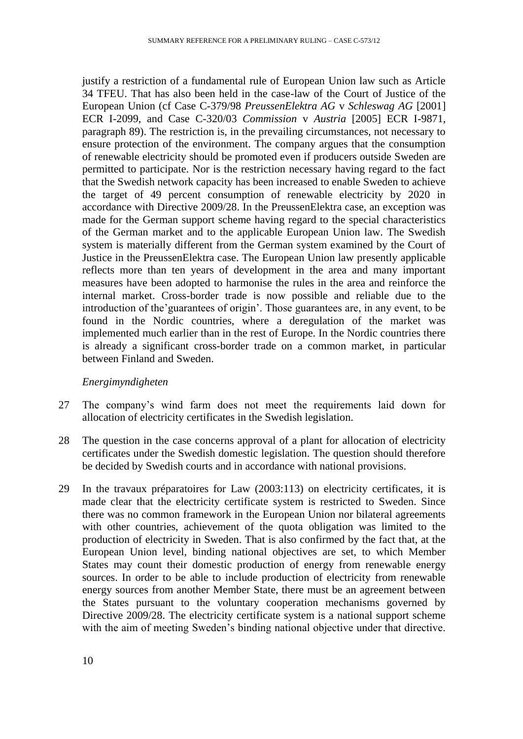justify a restriction of a fundamental rule of European Union law such as Article 34 TFEU. That has also been held in the case-law of the Court of Justice of the European Union (cf Case C-379/98 *PreussenElektra AG* v *Schleswag AG* [2001] ECR I-2099, and Case C-320/03 *Commission* v *Austria* [2005] ECR I-9871, paragraph 89). The restriction is, in the prevailing circumstances, not necessary to ensure protection of the environment. The company argues that the consumption of renewable electricity should be promoted even if producers outside Sweden are permitted to participate. Nor is the restriction necessary having regard to the fact that the Swedish network capacity has been increased to enable Sweden to achieve the target of 49 percent consumption of renewable electricity by 2020 in accordance with Directive 2009/28. In the PreussenElektra case, an exception was made for the German support scheme having regard to the special characteristics of the German market and to the applicable European Union law. The Swedish system is materially different from the German system examined by the Court of Justice in the PreussenElektra case. The European Union law presently applicable reflects more than ten years of development in the area and many important measures have been adopted to harmonise the rules in the area and reinforce the internal market. Cross-border trade is now possible and reliable due to the introduction of the'guarantees of origin'. Those guarantees are, in any event, to be found in the Nordic countries, where a deregulation of the market was implemented much earlier than in the rest of Europe. In the Nordic countries there is already a significant cross-border trade on a common market, in particular between Finland and Sweden.

*Energimyndigheten*

27 The company's wind farm does not meet the requirements laid down for allocation of electricity certificates in the Swedish legislation.

28 The question in the case concerns approval of a plant for allocation of electricity certificates under the Swedish domestic legislation. The question should therefore be decided by Swedish courts and in accordance with national provisions.

29 In the travaux préparatoires for Law (2003:113) on electricity certificates, it is made clear that the electricity certificate system is restricted to Sweden. Since there was no common framework in the European Union nor bilateral agreements with other countries, achievement of the quota obligation was limited to the production of electricity in Sweden. That is also confirmed by the fact that, at the European Union level, binding national objectives are set, to which Member States may count their domestic production of energy from renewable energy sources. In order to be able to include production of electricity from renewable energy sources from another Member State, there must be an agreement between the States pursuant to the voluntary cooperation mechanisms governed by Directive 2009/28. The electricity certificate system is a national support scheme with the aim of meeting Sweden's binding national objective under that directive.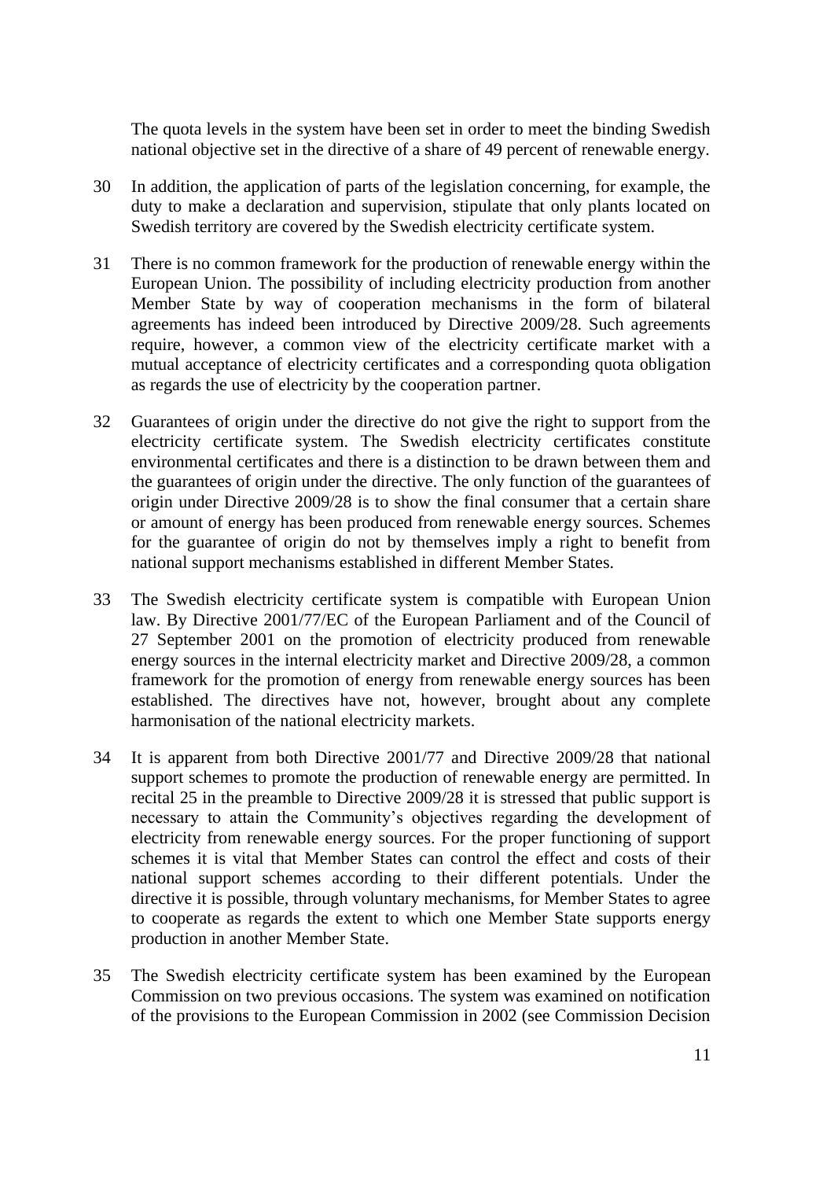The quota levels in the system have been set in order to meet the binding Swedish national objective set in the directive of a share of 49 percent of renewable energy.

30 In addition, the application of parts of the legislation concerning, for example, the duty to make a declaration and supervision, stipulate that only plants located on Swedish territory are covered by the Swedish electricity certificate system.

31 There is no common framework for the production of renewable energy within the European Union. The possibility of including electricity production from another Member State by way of cooperation mechanisms in the form of bilateral agreements has indeed been introduced by Directive 2009/28. Such agreements require, however, a common view of the electricity certificate market with a mutual acceptance of electricity certificates and a corresponding quota obligation as regards the use of electricity by the cooperation partner.

32 Guarantees of origin under the directive do not give the right to support from the electricity certificate system. The Swedish electricity certificates constitute environmental certificates and there is a distinction to be drawn between them and the guarantees of origin under the directive. The only function of the guarantees of origin under Directive 2009/28 is to show the final consumer that a certain share or amount of energy has been produced from renewable energy sources. Schemes for the guarantee of origin do not by themselves imply a right to benefit from national support mechanisms established in different Member States.

33 The Swedish electricity certificate system is compatible with European Union law. By Directive 2001/77/EC of the European Parliament and of the Council of 27 September 2001 on the promotion of electricity produced from renewable energy sources in the internal electricity market and Directive 2009/28, a common framework for the promotion of energy from renewable energy sources has been established. The directives have not, however, brought about any complete harmonisation of the national electricity markets.

34 It is apparent from both Directive 2001/77 and Directive 2009/28 that national support schemes to promote the production of renewable energy are permitted. In recital 25 in the preamble to Directive 2009/28 it is stressed that public support is necessary to attain the Community's objectives regarding the development of electricity from renewable energy sources. For the proper functioning of support schemes it is vital that Member States can control the effect and costs of their national support schemes according to their different potentials. Under the directive it is possible, through voluntary mechanisms, for Member States to agree to cooperate as regards the extent to which one Member State supports energy production in another Member State.

35 The Swedish electricity certificate system has been examined by the European Commission on two previous occasions. The system was examined on notification of the provisions to the European Commission in 2002 (see Commission Decision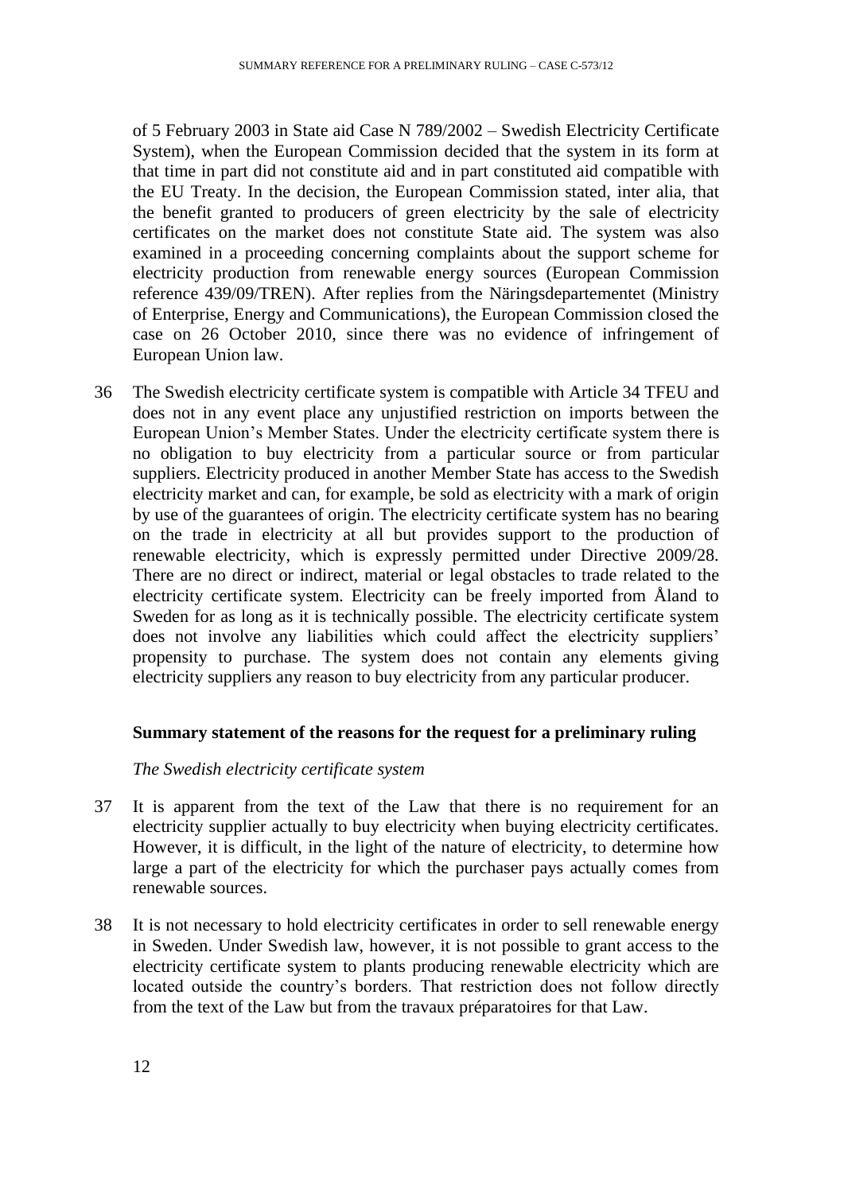of 5 February 2003 in State aid Case N 789/2002 – Swedish Electricity Certificate System), when the European Commission decided that the system in its form at that time in part did not constitute aid and in part constituted aid compatible with the EU Treaty. In the decision, the European Commission stated, inter alia, that the benefit granted to producers of green electricity by the sale of electricity certificates on the market does not constitute State aid. The system was also examined in a proceeding concerning complaints about the support scheme for electricity production from renewable energy sources (European Commission reference 439/09/TREN). After replies from the Näringsdepartementet (Ministry of Enterprise, Energy and Communications), the European Commission closed the case on 26 October 2010, since there was no evidence of infringement of European Union law.

36 The Swedish electricity certificate system is compatible with Article 34 TFEU and does not in any event place any unjustified restriction on imports between the European Union's Member States. Under the electricity certificate system there is no obligation to buy electricity from a particular source or from particular suppliers. Electricity produced in another Member State has access to the Swedish electricity market and can, for example, be sold as electricity with a mark of origin by use of the guarantees of origin. The electricity certificate system has no bearing on the trade in electricity at all but provides support to the production of renewable electricity, which is expressly permitted under Directive 2009/28. There are no direct or indirect, material or legal obstacles to trade related to the electricity certificate system. Electricity can be freely imported from Åland to Sweden for as long as it is technically possible. The electricity certificate system does not involve any liabilities which could affect the electricity suppliers' propensity to purchase. The system does not contain any elements giving electricity suppliers any reason to buy electricity from any particular producer.

**Summary statement of the reasons for the request for a preliminary ruling**

*The Swedish electricity certificate system*

37 It is apparent from the text of the Law that there is no requirement for an electricity supplier actually to buy electricity when buying electricity certificates. However, it is difficult, in the light of the nature of electricity, to determine how large a part of the electricity for which the purchaser pays actually comes from renewable sources.

38 It is not necessary to hold electricity certificates in order to sell renewable energy in Sweden. Under Swedish law, however, it is not possible to grant access to the electricity certificate system to plants producing renewable electricity which are located outside the country's borders. That restriction does not follow directly from the text of the Law but from the travaux préparatoires for that Law.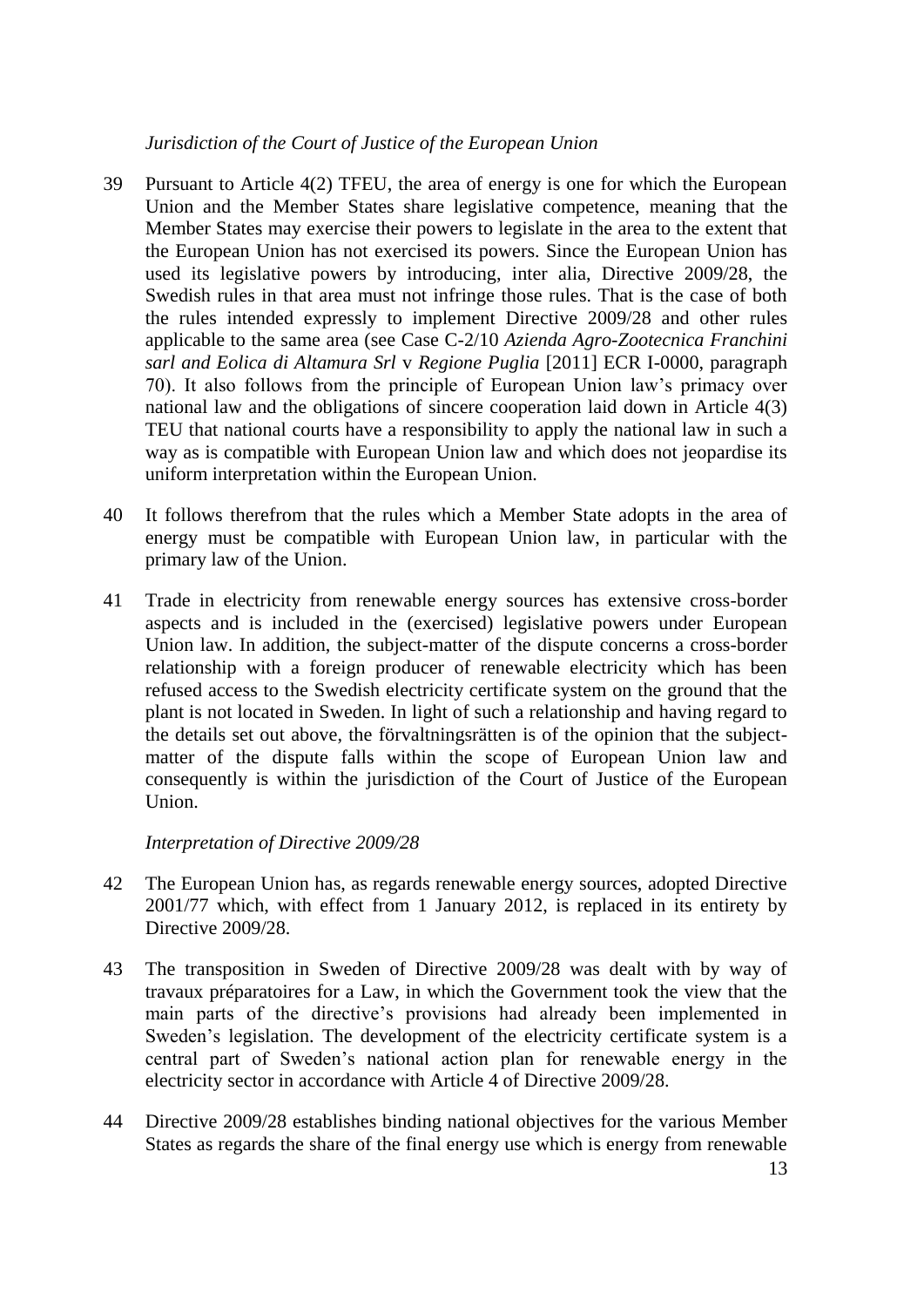*Jurisdiction of the Court of Justice of the European Union*

39 Pursuant to Article 4(2) TFEU, the area of energy is one for which the European Union and the Member States share legislative competence, meaning that the Member States may exercise their powers to legislate in the area to the extent that the European Union has not exercised its powers. Since the European Union has used its legislative powers by introducing, inter alia, Directive 2009/28, the Swedish rules in that area must not infringe those rules. That is the case of both the rules intended expressly to implement Directive 2009/28 and other rules applicable to the same area (see Case C-2/10 *Azienda Agro-Zootecnica Franchini sarl and Eolica di Altamura Srl* v *Regione Puglia* [2011] ECR I-0000, paragraph 70). It also follows from the principle of European Union law's primacy over national law and the obligations of sincere cooperation laid down in Article 4(3) TEU that national courts have a responsibility to apply the national law in such a way as is compatible with European Union law and which does not jeopardise its uniform interpretation within the European Union.

40 It follows therefrom that the rules which a Member State adopts in the area of energy must be compatible with European Union law, in particular with the primary law of the Union.

41 Trade in electricity from renewable energy sources has extensive cross-border aspects and is included in the (exercised) legislative powers under European Union law. In addition, the subject-matter of the dispute concerns a cross-border relationship with a foreign producer of renewable electricity which has been refused access to the Swedish electricity certificate system on the ground that the plant is not located in Sweden. In light of such a relationship and having regard to the details set out above, the förvaltningsrätten is of the opinion that the subject-matter of the dispute falls within the scope of European Union law and consequently is within the jurisdiction of the Court of Justice of the European Union.

*Interpretation of Directive 2009/28*

42 The European Union has, as regards renewable energy sources, adopted Directive 2001/77 which, with effect from 1 January 2012, is replaced in its entirety by Directive 2009/28.

43 The transposition in Sweden of Directive 2009/28 was dealt with by way of travaux préparatoires for a Law, in which the Government took the view that the main parts of the directive's provisions had already been implemented in Sweden's legislation. The development of the electricity certificate system is a central part of Sweden's national action plan for renewable energy in the electricity sector in accordance with Article 4 of Directive 2009/28.

44 Directive 2009/28 establishes binding national objectives for the various Member States as regards the share of the final energy use which is energy from renewable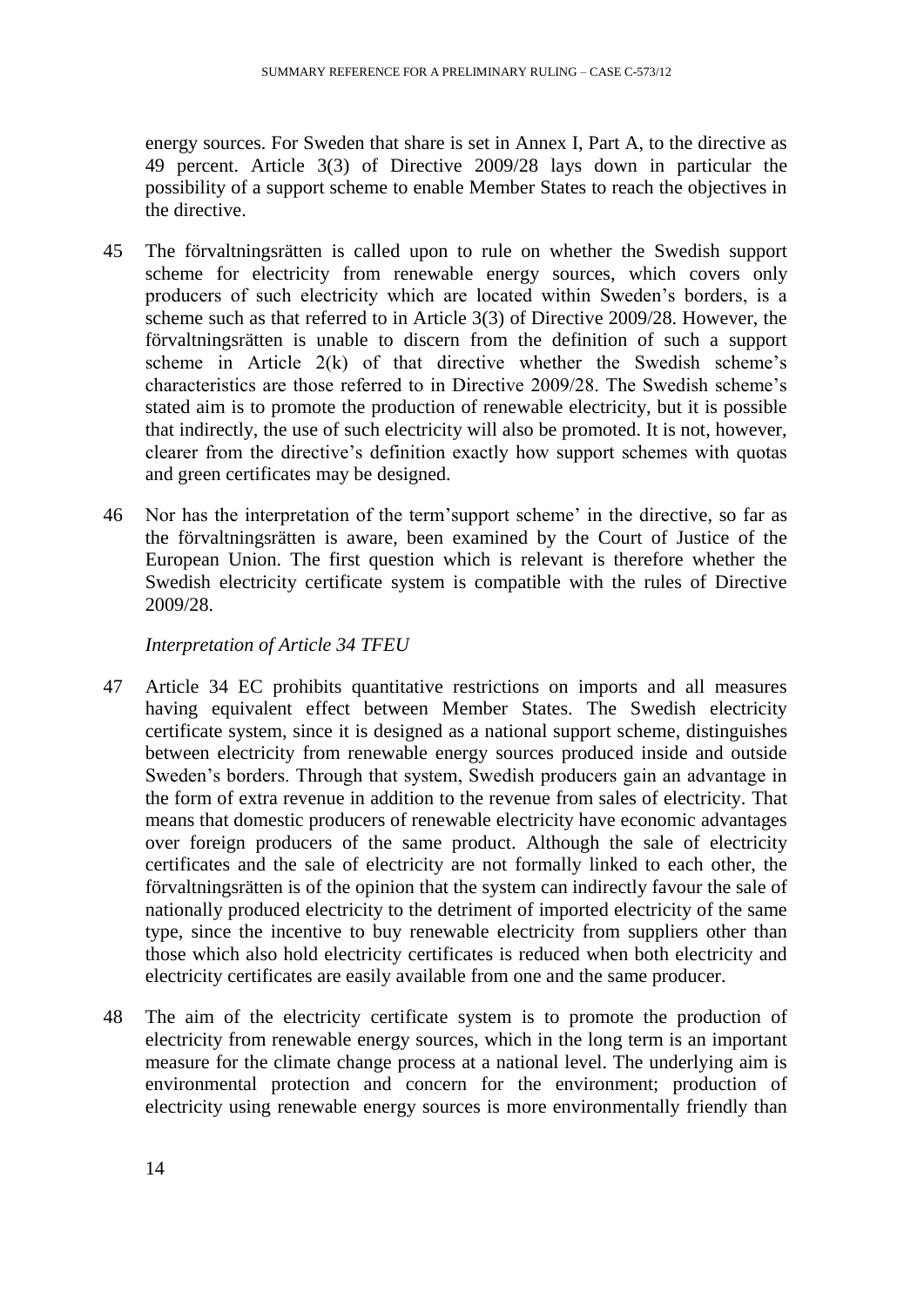energy sources. For Sweden that share is set in Annex I, Part A, to the directive as 49 percent. Article 3(3) of Directive 2009/28 lays down in particular the possibility of a support scheme to enable Member States to reach the objectives in the directive.

45 The förvaltningsrätten is called upon to rule on whether the Swedish support scheme for electricity from renewable energy sources, which covers only producers of such electricity which are located within Sweden's borders, is a scheme such as that referred to in Article 3(3) of Directive 2009/28. However, the förvaltningsrätten is unable to discern from the definition of such a support scheme in Article 2(k) of that directive whether the Swedish scheme's characteristics are those referred to in Directive 2009/28. The Swedish scheme's stated aim is to promote the production of renewable electricity, but it is possible that indirectly, the use of such electricity will also be promoted. It is not, however, clearer from the directive's definition exactly how support schemes with quotas and green certificates may be designed.

46 Nor has the interpretation of the term'support scheme' in the directive, so far as the förvaltningsrätten is aware, been examined by the Court of Justice of the European Union. The first question which is relevant is therefore whether the Swedish electricity certificate system is compatible with the rules of Directive 2009/28.

*Interpretation of Article 34 TFEU*

47 Article 34 EC prohibits quantitative restrictions on imports and all measures having equivalent effect between Member States. The Swedish electricity certificate system, since it is designed as a national support scheme, distinguishes between electricity from renewable energy sources produced inside and outside Sweden's borders. Through that system, Swedish producers gain an advantage in the form of extra revenue in addition to the revenue from sales of electricity. That means that domestic producers of renewable electricity have economic advantages over foreign producers of the same product. Although the sale of electricity certificates and the sale of electricity are not formally linked to each other, the förvaltningsrätten is of the opinion that the system can indirectly favour the sale of nationally produced electricity to the detriment of imported electricity of the same type, since the incentive to buy renewable electricity from suppliers other than those which also hold electricity certificates is reduced when both electricity and electricity certificates are easily available from one and the same producer.

48 The aim of the electricity certificate system is to promote the production of electricity from renewable energy sources, which in the long term is an important measure for the climate change process at a national level. The underlying aim is environmental protection and concern for the environment; production of electricity using renewable energy sources is more environmentally friendly than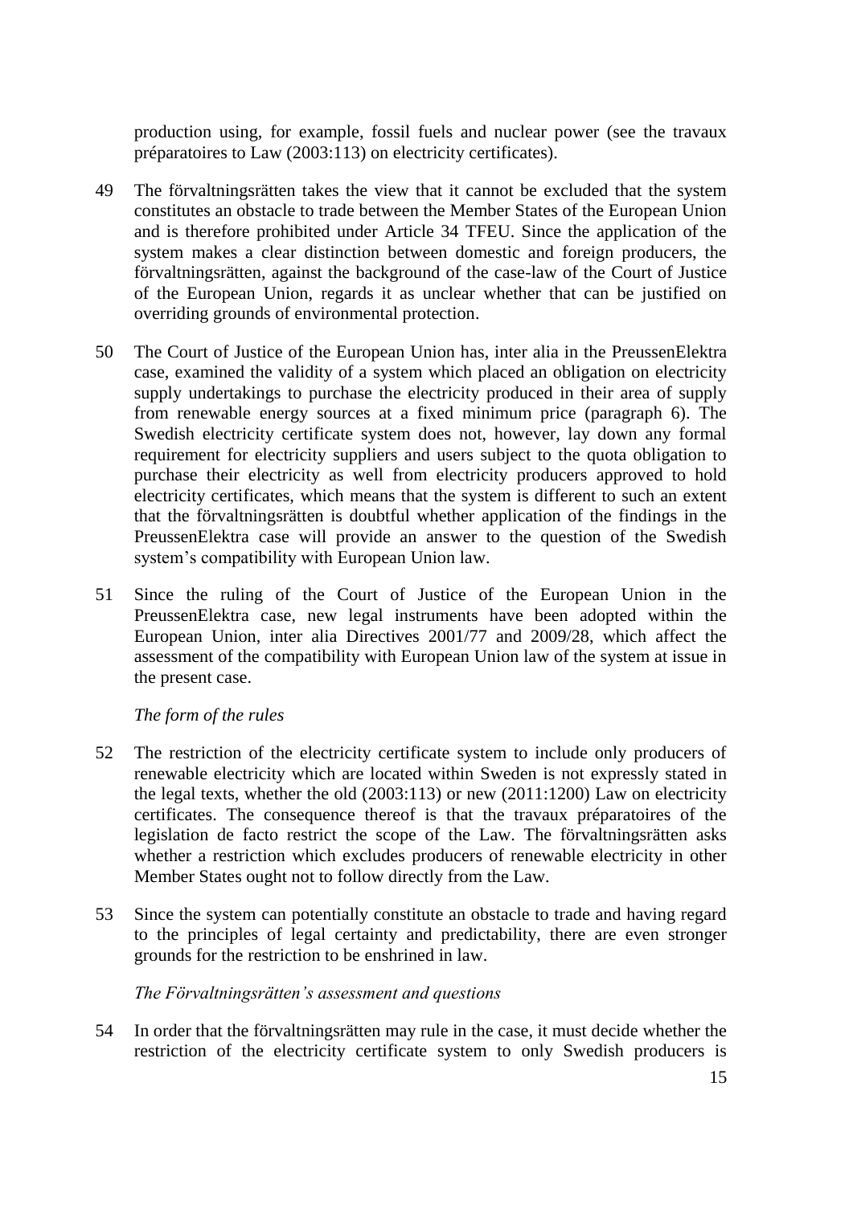production using, for example, fossil fuels and nuclear power (see the travaux préparatoires to Law (2003:113) on electricity certificates).

49 The förvaltningsrätten takes the view that it cannot be excluded that the system constitutes an obstacle to trade between the Member States of the European Union and is therefore prohibited under Article 34 TFEU. Since the application of the system makes a clear distinction between domestic and foreign producers, the förvaltningsrätten, against the background of the case-law of the Court of Justice of the European Union, regards it as unclear whether that can be justified on overriding grounds of environmental protection.

50 The Court of Justice of the European Union has, inter alia in the PreussenElektra case, examined the validity of a system which placed an obligation on electricity supply undertakings to purchase the electricity produced in their area of supply from renewable energy sources at a fixed minimum price (paragraph 6). The Swedish electricity certificate system does not, however, lay down any formal requirement for electricity suppliers and users subject to the quota obligation to purchase their electricity as well from electricity producers approved to hold electricity certificates, which means that the system is different to such an extent that the förvaltningsrätten is doubtful whether application of the findings in the PreussenElektra case will provide an answer to the question of the Swedish system's compatibility with European Union law.

51 Since the ruling of the Court of Justice of the European Union in the PreussenElektra case, new legal instruments have been adopted within the European Union, inter alia Directives 2001/77 and 2009/28, which affect the assessment of the compatibility with European Union law of the system at issue in the present case.

*The form of the rules*

52 The restriction of the electricity certificate system to include only producers of renewable electricity which are located within Sweden is not expressly stated in the legal texts, whether the old (2003:113) or new (2011:1200) Law on electricity certificates. The consequence thereof is that the travaux préparatoires of the legislation de facto restrict the scope of the Law. The förvaltningsrätten asks whether a restriction which excludes producers of renewable electricity in other Member States ought not to follow directly from the Law.

53 Since the system can potentially constitute an obstacle to trade and having regard to the principles of legal certainty and predictability, there are even stronger grounds for the restriction to be enshrined in law.

*The Förvaltningsrätten's assessment and questions*

54 In order that the förvaltningsrätten may rule in the case, it must decide whether the restriction of the electricity certificate system to only Swedish producers is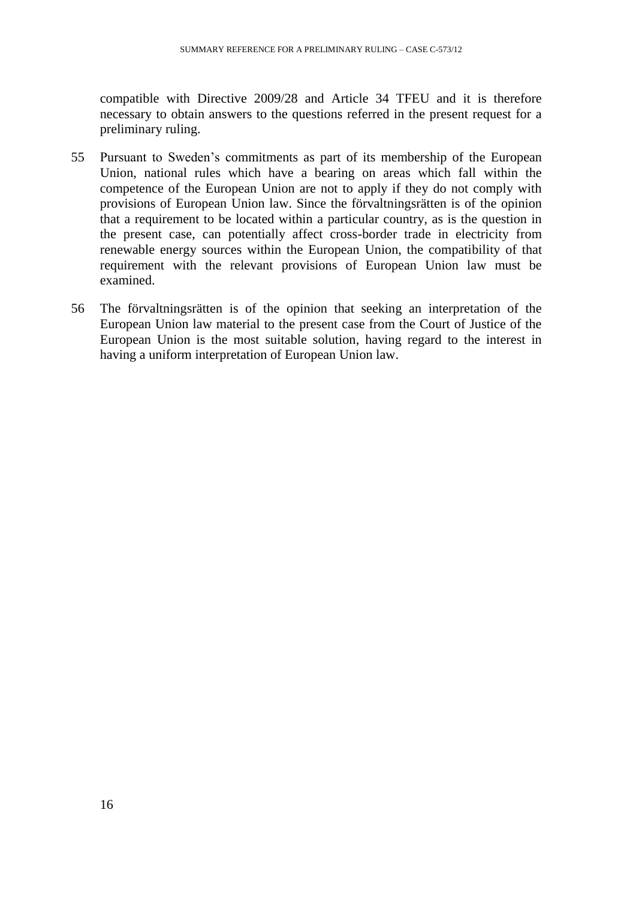compatible with Directive 2009/28 and Article 34 TFEU and it is therefore necessary to obtain answers to the questions referred in the present request for a preliminary ruling.

55 Pursuant to Sweden's commitments as part of its membership of the European Union, national rules which have a bearing on areas which fall within the competence of the European Union are not to apply if they do not comply with provisions of European Union law. Since the förvaltningsrätten is of the opinion that a requirement to be located within a particular country, as is the question in the present case, can potentially affect cross-border trade in electricity from renewable energy sources within the European Union, the compatibility of that requirement with the relevant provisions of European Union law must be examined.

56 The förvaltningsrätten is of the opinion that seeking an interpretation of the European Union law material to the present case from the Court of Justice of the European Union is the most suitable solution, having regard to the interest in having a uniform interpretation of European Union law.